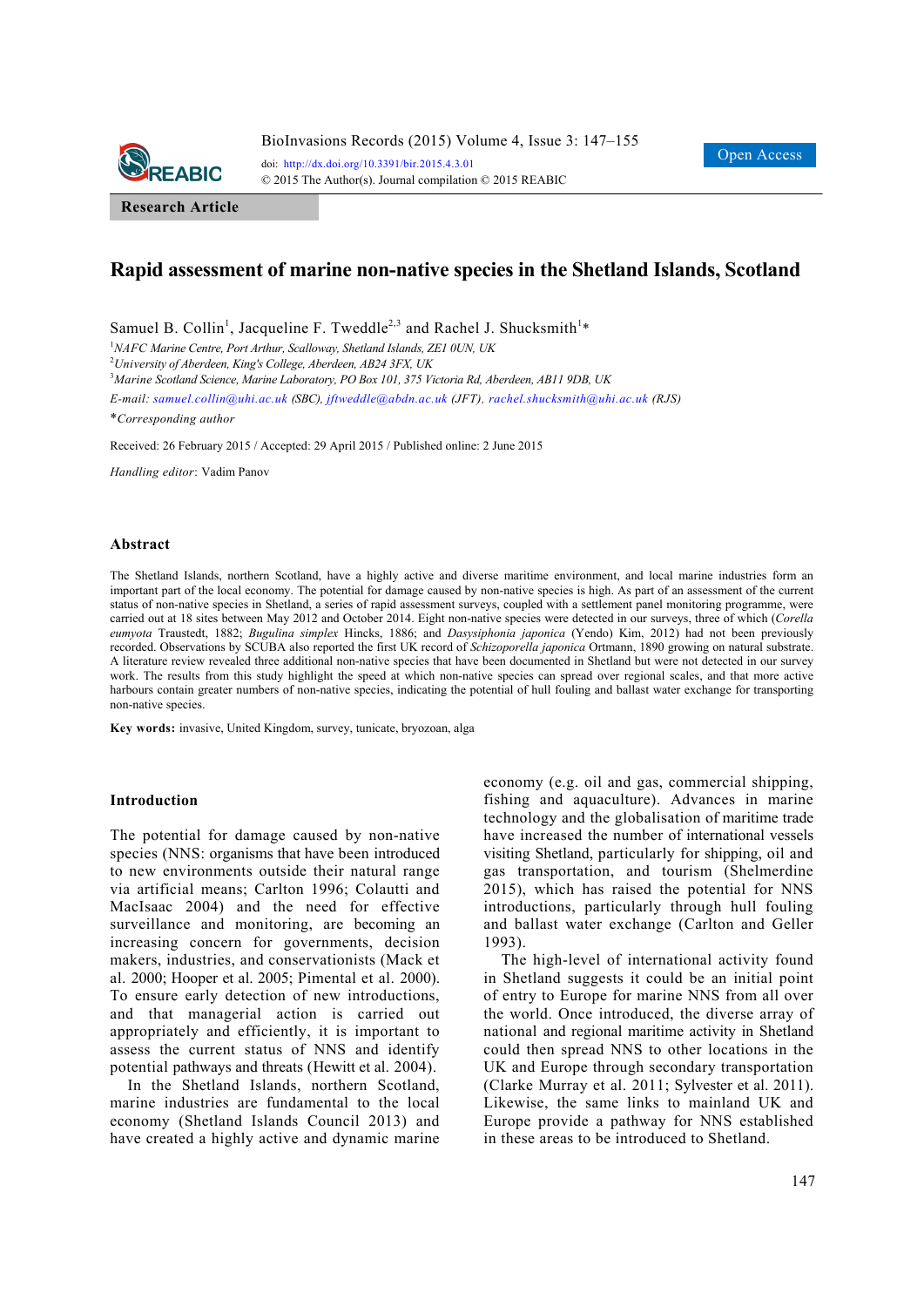Research Article

# Rapid assessment of marine non-native species in the Shetland Islands, Scotland

Samuel B. Collin[1], Jacqueline F. Tweddle[2,3] and Rachel J. Shucksmith[1]*

[1]*NAFC Marine Centre, Port Arthur, Scalloway, Shetland Islands, ZE1 0UN, UK*
[2]*University of Aberdeen, King's College, Aberdeen, AB24 3FX, UK*
[3]*Marine Scotland Science, Marine Laboratory, PO Box 101, 375 Victoria Rd, Aberdeen, AB11 9DB, UK*

*E-mail: samuel.collin@uhi.ac.uk (SBC), jftweddle@abdn.ac.uk (JFT), rachel.shucksmith@uhi.ac.uk (RJS)*

**Corresponding author*

Received: 26 February 2015 / Accepted: 29 April 2015 / Published online: 2 June 2015

*Handling editor*: Vadim Panov

## Abstract

The Shetland Islands, northern Scotland, have a highly active and diverse maritime environment, and local marine industries form an important part of the local economy. The potential for damage caused by non-native species is high. As part of an assessment of the current status of non-native species in Shetland, a series of rapid assessment surveys, coupled with a settlement panel monitoring programme, were carried out at 18 sites between May 2012 and October 2014. Eight non-native species were detected in our surveys, three of which (*Corella eumyota* Traustedt, 1882; *Bugulina simplex* Hincks, 1886; and *Dasysiphonia japonica* (Yendo) Kim, 2012) had not been previously recorded. Observations by SCUBA also reported the first UK record of *Schizoporella japonica* Ortmann, 1890 growing on natural substrate. A literature review revealed three additional non-native species that have been documented in Shetland but were not detected in our survey work. The results from this study highlight the speed at which non-native species can spread over regional scales, and that more active harbours contain greater numbers of non-native species, indicating the potential of hull fouling and ballast water exchange for transporting non-native species.

**Key words:** invasive, United Kingdom, survey, tunicate, bryozoan, alga

## Introduction

The potential for damage caused by non-native species (NNS: organisms that have been introduced to new environments outside their natural range via artificial means; Carlton 1996; Colautti and MacIsaac 2004) and the need for effective surveillance and monitoring, are becoming an increasing concern for governments, decision makers, industries, and conservationists (Mack et al. 2000; Hooper et al. 2005; Pimental et al. 2000). To ensure early detection of new introductions, and that managerial action is carried out appropriately and efficiently, it is important to assess the current status of NNS and identify potential pathways and threats (Hewitt et al. 2004).

In the Shetland Islands, northern Scotland, marine industries are fundamental to the local economy (Shetland Islands Council 2013) and have created a highly active and dynamic marine economy (e.g. oil and gas, commercial shipping, fishing and aquaculture). Advances in marine technology and the globalisation of maritime trade have increased the number of international vessels visiting Shetland, particularly for shipping, oil and gas transportation, and tourism (Shelmerdine 2015), which has raised the potential for NNS introductions, particularly through hull fouling and ballast water exchange (Carlton and Geller 1993).

The high-level of international activity found in Shetland suggests it could be an initial point of entry to Europe for marine NNS from all over the world. Once introduced, the diverse array of national and regional maritime activity in Shetland could then spread NNS to other locations in the UK and Europe through secondary transportation (Clarke Murray et al. 2011; Sylvester et al. 2011). Likewise, the same links to mainland UK and Europe provide a pathway for NNS established in these areas to be introduced to Shetland.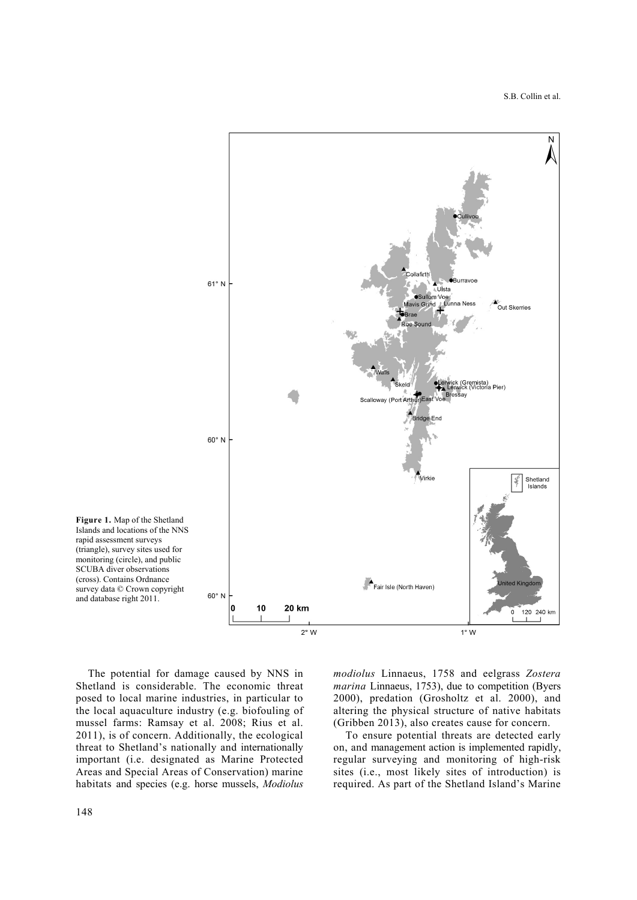Figure 1. Map of the Shetland Islands and locations of the NNS rapid assessment surveys (triangle), survey sites used for monitoring (circle), and public SCUBA diver observations (cross). Contains Ordnance survey data © Crown copyright and database right 2011.

The potential for damage caused by NNS in Shetland is considerable. The economic threat posed to local marine industries, in particular to the local aquaculture industry (e.g. biofouling of mussel farms: Ramsay et al. 2008; Rius et al. 2011), is of concern. Additionally, the ecological threat to Shetland's nationally and internationally important (i.e. designated as Marine Protected Areas and Special Areas of Conservation) marine habitats and species (e.g. horse mussels, *Modiolus modiolus* Linnaeus, 1758 and eelgrass *Zostera marina* Linnaeus, 1753), due to competition (Byers 2000), predation (Grosholtz et al. 2000), and altering the physical structure of native habitats (Gribben 2013), also creates cause for concern.

To ensure potential threats are detected early on, and management action is implemented rapidly, regular surveying and monitoring of high-risk sites (i.e., most likely sites of introduction) is required. As part of the Shetland Island's Marine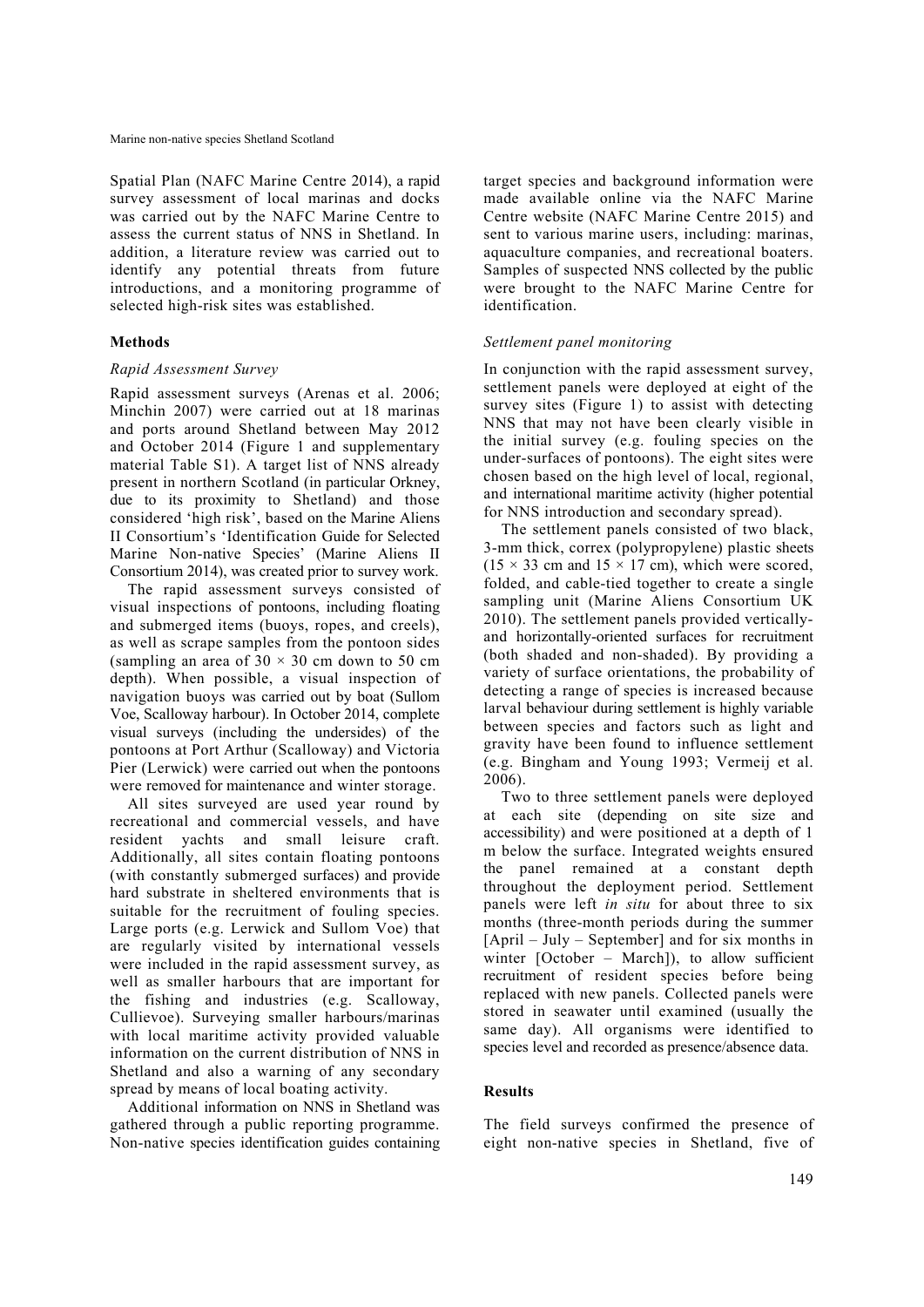Spatial Plan (NAFC Marine Centre 2014), a rapid survey assessment of local marinas and docks was carried out by the NAFC Marine Centre to assess the current status of NNS in Shetland. In addition, a literature review was carried out to identify any potential threats from future introductions, and a monitoring programme of selected high-risk sites was established.

## Methods

### *Rapid Assessment Survey*

Rapid assessment surveys (Arenas et al. 2006; Minchin 2007) were carried out at 18 marinas and ports around Shetland between May 2012 and October 2014 (Figure 1 and supplementary material Table S1). A target list of NNS already present in northern Scotland (in particular Orkney, due to its proximity to Shetland) and those considered 'high risk', based on the Marine Aliens II Consortium's 'Identification Guide for Selected Marine Non-native Species' (Marine Aliens II Consortium 2014), was created prior to survey work.

The rapid assessment surveys consisted of visual inspections of pontoons, including floating and submerged items (buoys, ropes, and creels), as well as scrape samples from the pontoon sides (sampling an area of 30 × 30 cm down to 50 cm depth). When possible, a visual inspection of navigation buoys was carried out by boat (Sullom Voe, Scalloway harbour). In October 2014, complete visual surveys (including the undersides) of the pontoons at Port Arthur (Scalloway) and Victoria Pier (Lerwick) were carried out when the pontoons were removed for maintenance and winter storage.

All sites surveyed are used year round by recreational and commercial vessels, and have resident yachts and small leisure craft. Additionally, all sites contain floating pontoons (with constantly submerged surfaces) and provide hard substrate in sheltered environments that is suitable for the recruitment of fouling species. Large ports (e.g. Lerwick and Sullom Voe) that are regularly visited by international vessels were included in the rapid assessment survey, as well as smaller harbours that are important for the fishing and industries (e.g. Scalloway, Cullievoe). Surveying smaller harbours/marinas with local maritime activity provided valuable information on the current distribution of NNS in Shetland and also a warning of any secondary spread by means of local boating activity.

Additional information on NNS in Shetland was gathered through a public reporting programme. Non-native species identification guides containing target species and background information were made available online via the NAFC Marine Centre website (NAFC Marine Centre 2015) and sent to various marine users, including: marinas, aquaculture companies, and recreational boaters. Samples of suspected NNS collected by the public were brought to the NAFC Marine Centre for identification.

### *Settlement panel monitoring*

In conjunction with the rapid assessment survey, settlement panels were deployed at eight of the survey sites (Figure 1) to assist with detecting NNS that may not have been clearly visible in the initial survey (e.g. fouling species on the under-surfaces of pontoons). The eight sites were chosen based on the high level of local, regional, and international maritime activity (higher potential for NNS introduction and secondary spread).

The settlement panels consisted of two black, 3-mm thick, correx (polypropylene) plastic sheets (15 × 33 cm and 15 × 17 cm), which were scored, folded, and cable-tied together to create a single sampling unit (Marine Aliens Consortium UK 2010). The settlement panels provided vertically- and horizontally-oriented surfaces for recruitment (both shaded and non-shaded). By providing a variety of surface orientations, the probability of detecting a range of species is increased because larval behaviour during settlement is highly variable between species and factors such as light and gravity have been found to influence settlement (e.g. Bingham and Young 1993; Vermeij et al. 2006).

Two to three settlement panels were deployed at each site (depending on site size and accessibility) and were positioned at a depth of 1 m below the surface. Integrated weights ensured the panel remained at a constant depth throughout the deployment period. Settlement panels were left *in situ* for about three to six months (three-month periods during the summer [April – July – September] and for six months in winter [October – March]), to allow sufficient recruitment of resident species before being replaced with new panels. Collected panels were stored in seawater until examined (usually the same day). All organisms were identified to species level and recorded as presence/absence data.

## Results

The field surveys confirmed the presence of eight non-native species in Shetland, five of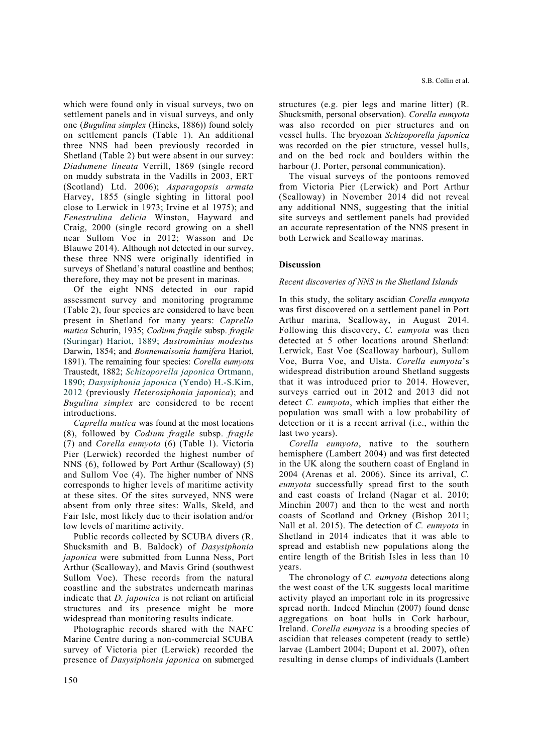which were found only in visual surveys, two on settlement panels and in visual surveys, and only one (*Bugulina simplex* (Hincks, 1886)) found solely on settlement panels (Table 1). An additional three NNS had been previously recorded in Shetland (Table 2) but were absent in our survey: *Diadumene lineata* Verrill, 1869 (single record on muddy substrata in the Vadills in 2003, ERT (Scotland) Ltd. 2006); *Asparagopsis armata* Harvey, 1855 (single sighting in littoral pool close to Lerwick in 1973; Irvine et al 1975); and *Fenestrulina delicia* Winston, Hayward and Craig, 2000 (single record growing on a shell near Sullom Voe in 2012; Wasson and De Blauwe 2014). Although not detected in our survey, these three NNS were originally identified in surveys of Shetland's natural coastline and benthos; therefore, they may not be present in marinas.

Of the eight NNS detected in our rapid assessment survey and monitoring programme (Table 2), four species are considered to have been present in Shetland for many years: *Caprella mutica* Schurin, 1935; *Codium fragile* subsp. *fragile* (Suringar) Hariot, 1889; *Austrominius modestus* Darwin, 1854; and *Bonnemaisonia hamifera* Hariot, 1891). The remaining four species: *Corella eumyota* Traustedt, 1882; *Schizoporella japonica* Ortmann, 1890; *Dasysiphonia japonica* (Yendo) H.-S.Kim, 2012 (previously *Heterosiphonia japonica*); and *Bugulina simplex* are considered to be recent introductions.

*Caprella mutica* was found at the most locations (8), followed by *Codium fragile* subsp. *fragile* (7) and *Corella eumyota* (6) (Table 1). Victoria Pier (Lerwick) recorded the highest number of NNS (6), followed by Port Arthur (Scalloway) (5) and Sullom Voe (4). The higher number of NNS corresponds to higher levels of maritime activity at these sites. Of the sites surveyed, NNS were absent from only three sites: Walls, Skeld, and Fair Isle, most likely due to their isolation and/or low levels of maritime activity.

Public records collected by SCUBA divers (R. Shucksmith and B. Baldock) of *Dasysiphonia japonica* were submitted from Lunna Ness, Port Arthur (Scalloway), and Mavis Grind (southwest Sullom Voe). These records from the natural coastline and the substrates underneath marinas indicate that *D. japonica* is not reliant on artificial structures and its presence might be more widespread than monitoring results indicate.

Photographic records shared with the NAFC Marine Centre during a non-commercial SCUBA survey of Victoria pier (Lerwick) recorded the presence of *Dasysiphonia japonica* on submerged structures (e.g. pier legs and marine litter) (R. Shucksmith, personal observation). *Corella eumyota* was also recorded on pier structures and on vessel hulls. The bryozoan *Schizoporella japonica* was recorded on the pier structure, vessel hulls, and on the bed rock and boulders within the harbour (J. Porter, personal communication).

The visual surveys of the pontoons removed from Victoria Pier (Lerwick) and Port Arthur (Scalloway) in November 2014 did not reveal any additional NNS, suggesting that the initial site surveys and settlement panels had provided an accurate representation of the NNS present in both Lerwick and Scalloway marinas.

## Discussion

### *Recent discoveries of NNS in the Shetland Islands*

In this study, the solitary ascidian *Corella eumyota* was first discovered on a settlement panel in Port Arthur marina, Scalloway, in August 2014. Following this discovery, *C. eumyota* was then detected at 5 other locations around Shetland: Lerwick, East Voe (Scalloway harbour), Sullom Voe, Burra Voe, and Ulsta. *Corella eumyota*'s widespread distribution around Shetland suggests that it was introduced prior to 2014. However, surveys carried out in 2012 and 2013 did not detect *C. eumyota*, which implies that either the population was small with a low probability of detection or it is a recent arrival (i.e., within the last two years).

*Corella eumyota*, native to the southern hemisphere (Lambert 2004) and was first detected in the UK along the southern coast of England in 2004 (Arenas et al. 2006). Since its arrival, *C. eumyota* successfully spread first to the south and east coasts of Ireland (Nagar et al. 2010; Minchin 2007) and then to the west and north coasts of Scotland and Orkney (Bishop 2011; Nall et al. 2015). The detection of *C. eumyota* in Shetland in 2014 indicates that it was able to spread and establish new populations along the entire length of the British Isles in less than 10 years.

The chronology of *C. eumyota* detections along the west coast of the UK suggests local maritime activity played an important role in its progressive spread north. Indeed Minchin (2007) found dense aggregations on boat hulls in Cork harbour, Ireland. *Corella eumyota* is a brooding species of ascidian that releases competent (ready to settle) larvae (Lambert 2004; Dupont et al. 2007), often resulting in dense clumps of individuals (Lambert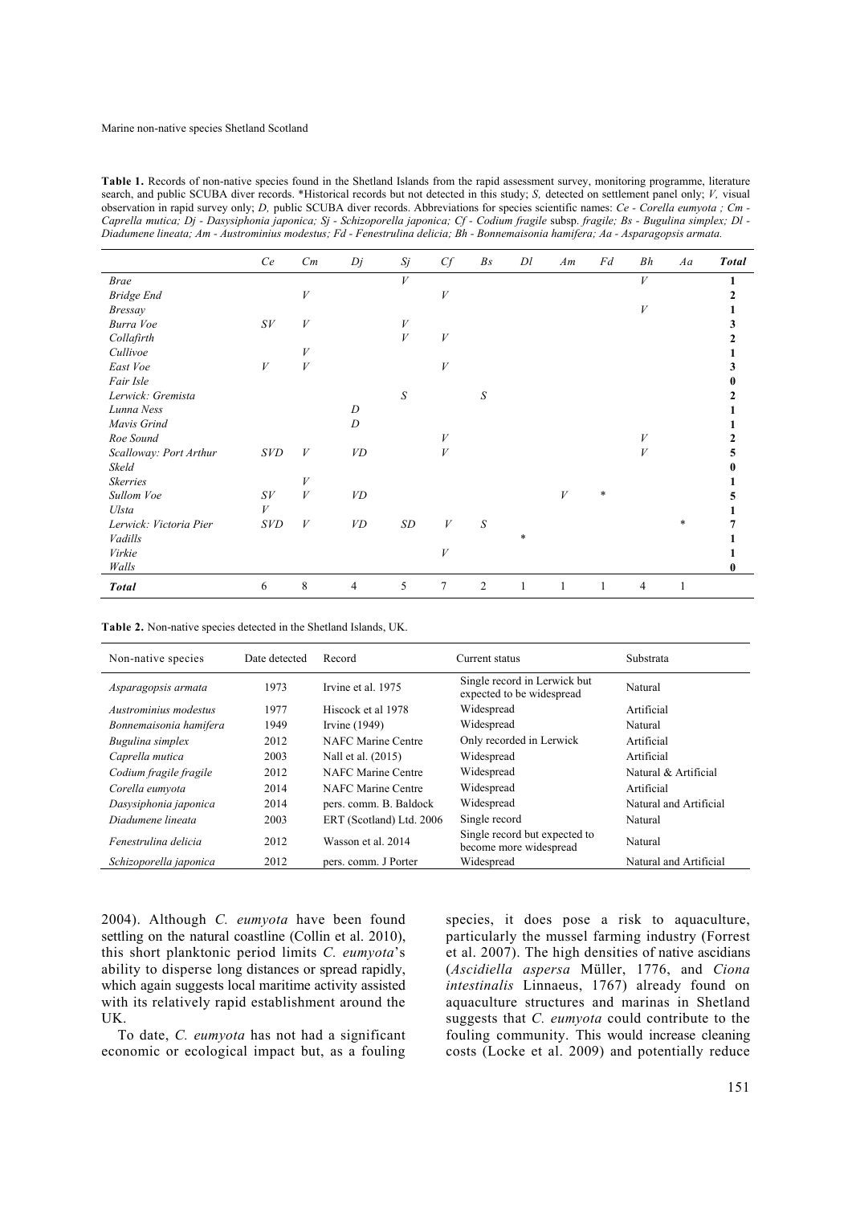**Table 1.** Records of non-native species found in the Shetland Islands from the rapid assessment survey, monitoring programme, literature search, and public SCUBA diver records. *Historical records but not detected in this study; *S,* detected on settlement panel only; *V,* visual observation in rapid survey only; *D,* public SCUBA diver records. Abbreviations for species scientific names: *Ce - Corella eumyota ; Cm - Caprella mutica; Dj - Dasysiphonia japonica; Sj - Schizoporella japonica; Cf - Codium fragile* subsp. *fragile; Bs - Bugulina simplex; Dl - Diadumene lineata; Am - Austrominius modestus; Fd - Fenestrulina delicia; Bh - Bonnemaisonia hamifera; Aa - Asparagopsis armata.*

| | *Ce* | *Cm* | *Dj* | *Sj* | *Cf* | *Bs* | *Dl* | *Am* | *Fd* | *Bh* | *Aa* | ***Total*** |
|---|---|---|---|---|---|---|---|---|---|---|---|---|
| *Brae* | | | | *V* | | | | | | *V* | | **1** |
| *Bridge End* | | *V* | | | *V* | | | | | | | **2** |
| *Bressay* | | | | | | | | | | *V* | | **1** |
| *Burra Voe* | *SV* | *V* | | *V* | | | | | | | | **3** |
| *Collafirth* | | | | *V* | *V* | | | | | | | **2** |
| *Cullivoe* | | *V* | | | | | | | | | | **1** |
| *East Voe* | *V* | *V* | | | *V* | | | | | | | **3** |
| *Fair Isle* | | | | | | | | | | | | **0** |
| *Lerwick: Gremista* | | | | *S* | | *S* | | | | | | **2** |
| *Lunna Ness* | | | *D* | | | | | | | | | **1** |
| *Mavis Grind* | | | *D* | | | | | | | | | **1** |
| *Roe Sound* | | | | | *V* | | | | | *V* | | **2** |
| *Scalloway: Port Arthur* | *SVD* | *V* | *VD* | | *V* | | | | | *V* | | **5** |
| *Skeld* | | | | | | | | | | | | **0** |
| *Skerries* | | *V* | | | | | | | | | | **1** |
| *Sullom Voe* | *SV* | *V* | *VD* | | | | | *V* | * | | | **5** |
| *Ulsta* | *V* | | | | | | | | | | | **1** |
| *Lerwick: Victoria Pier* | *SVD* | *V* | *VD* | *SD* | *V* | *S* | | | | | * | **7** |
| *Vadills* | | | | | | | * | | | | | **1** |
| *Virkie* | | | | | *V* | | | | | | | **1** |
| *Walls* | | | | | | | | | | | | **0** |
| ***Total*** | 6 | 8 | 4 | 5 | 7 | 2 | 1 | 1 | 1 | 4 | 1 | |

**Table 2.** Non-native species detected in the Shetland Islands, UK.

| Non-native species | Date detected | Record | Current status | Substrata |
|---|---|---|---|---|
| *Asparagopsis armata* | 1973 | Irvine et al. 1975 | Single record in Lerwick but expected to be widespread | Natural |
| *Austrominius modestus* | 1977 | Hiscock et al 1978 | Widespread | Artificial |
| *Bonnemaisonia hamifera* | 1949 | Irvine (1949) | Widespread | Natural |
| *Bugulina simplex* | 2012 | NAFC Marine Centre | Only recorded in Lerwick | Artificial |
| *Caprella mutica* | 2003 | Nall et al. (2015) | Widespread | Artificial |
| *Codium fragile fragile* | 2012 | NAFC Marine Centre | Widespread | Natural & Artificial |
| *Corella eumyota* | 2014 | NAFC Marine Centre | Widespread | Artificial |
| *Dasysiphonia japonica* | 2014 | pers. comm. B. Baldock | Widespread | Natural and Artificial |
| *Diadumene lineata* | 2003 | ERT (Scotland) Ltd. 2006 | Single record | Natural |
| *Fenestrulina delicia* | 2012 | Wasson et al. 2014 | Single record but expected to become more widespread | Natural |
| *Schizoporella japonica* | 2012 | pers. comm. J Porter | Widespread | Natural and Artificial |

2004). Although *C. eumyota* have been found settling on the natural coastline (Collin et al. 2010), this short planktonic period limits *C. eumyota*'s ability to disperse long distances or spread rapidly, which again suggests local maritime activity assisted with its relatively rapid establishment around the UK.

To date, *C. eumyota* has not had a significant economic or ecological impact but, as a fouling species, it does pose a risk to aquaculture, particularly the mussel farming industry (Forrest et al. 2007). The high densities of native ascidians (*Ascidiella aspersa* Müller, 1776, and *Ciona intestinalis* Linnaeus, 1767) already found on aquaculture structures and marinas in Shetland suggests that *C. eumyota* could contribute to the fouling community. This would increase cleaning costs (Locke et al. 2009) and potentially reduce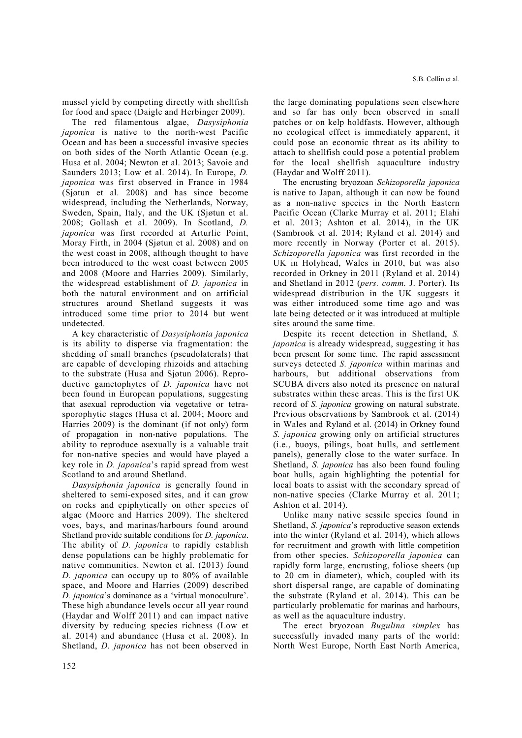mussel yield by competing directly with shellfish for food and space (Daigle and Herbinger 2009).

The red filamentous algae, *Dasysiphonia japonica* is native to the north-west Pacific Ocean and has been a successful invasive species on both sides of the North Atlantic Ocean (e.g. Husa et al. 2004; Newton et al. 2013; Savoie and Saunders 2013; Low et al. 2014). In Europe, *D. japonica* was first observed in France in 1984 (Sjøtun et al. 2008) and has since become widespread, including the Netherlands, Norway, Sweden, Spain, Italy, and the UK (Sjøtun et al. 2008; Gollash et al. 2009). In Scotland, *D. japonica* was first recorded at Arturlie Point, Moray Firth, in 2004 (Sjøtun et al. 2008) and on the west coast in 2008, although thought to have been introduced to the west coast between 2005 and 2008 (Moore and Harries 2009). Similarly, the widespread establishment of *D. japonica* in both the natural environment and on artificial structures around Shetland suggests it was introduced some time prior to 2014 but went undetected.

A key characteristic of *Dasysiphonia japonica* is its ability to disperse via fragmentation: the shedding of small branches (pseudolaterals) that are capable of developing rhizoids and attaching to the substrate (Husa and Sjøtun 2006). Reproductive gametophytes of *D. japonica* have not been found in European populations, suggesting that asexual reproduction via vegetative or tetrasporophytic stages (Husa et al. 2004; Moore and Harries 2009) is the dominant (if not only) form of propagation in non-native populations. The ability to reproduce asexually is a valuable trait for non-native species and would have played a key role in *D. japonica*'s rapid spread from west Scotland to and around Shetland.

*Dasysiphonia japonica* is generally found in sheltered to semi-exposed sites, and it can grow on rocks and epiphytically on other species of algae (Moore and Harries 2009). The sheltered voes, bays, and marinas/harbours found around Shetland provide suitable conditions for *D. japonica*. The ability of *D. japonica* to rapidly establish dense populations can be highly problematic for native communities. Newton et al. (2013) found *D. japonica* can occupy up to 80% of available space, and Moore and Harries (2009) described *D. japonica*'s dominance as a 'virtual monoculture'. These high abundance levels occur all year round (Haydar and Wolff 2011) and can impact native diversity by reducing species richness (Low et al. 2014) and abundance (Husa et al. 2008). In Shetland, *D. japonica* has not been observed in the large dominating populations seen elsewhere and so far has only been observed in small patches or on kelp holdfasts. However, although no ecological effect is immediately apparent, it could pose an economic threat as its ability to attach to shellfish could pose a potential problem for the local shellfish aquaculture industry (Haydar and Wolff 2011).

The encrusting bryozoan *Schizoporella japonica* is native to Japan, although it can now be found as a non-native species in the North Eastern Pacific Ocean (Clarke Murray et al. 2011; Elahi et al. 2013; Ashton et al. 2014), in the UK (Sambrook et al. 2014; Ryland et al. 2014) and more recently in Norway (Porter et al. 2015). *Schizoporella japonica* was first recorded in the UK in Holyhead, Wales in 2010, but was also recorded in Orkney in 2011 (Ryland et al. 2014) and Shetland in 2012 (*pers. comm.* J. Porter). Its widespread distribution in the UK suggests it was either introduced some time ago and was late being detected or it was introduced at multiple sites around the same time.

Despite its recent detection in Shetland, *S. japonica* is already widespread, suggesting it has been present for some time. The rapid assessment surveys detected *S. japonica* within marinas and harbours, but additional observations from SCUBA divers also noted its presence on natural substrates within these areas. This is the first UK record of *S. japonica* growing on natural substrate. Previous observations by Sambrook et al. (2014) in Wales and Ryland et al. (2014) in Orkney found *S. japonica* growing only on artificial structures (i.e., buoys, pilings, boat hulls, and settlement panels), generally close to the water surface. In Shetland, *S. japonica* has also been found fouling boat hulls, again highlighting the potential for local boats to assist with the secondary spread of non-native species (Clarke Murray et al. 2011; Ashton et al. 2014).

Unlike many native sessile species found in Shetland, *S. japonica*'s reproductive season extends into the winter (Ryland et al. 2014), which allows for recruitment and growth with little competition from other species. *Schizoporella japonica* can rapidly form large, encrusting, foliose sheets (up to 20 cm in diameter), which, coupled with its short dispersal range, are capable of dominating the substrate (Ryland et al. 2014). This can be particularly problematic for marinas and harbours, as well as the aquaculture industry.

The erect bryozoan *Bugulina simplex* has successfully invaded many parts of the world: North West Europe, North East North America,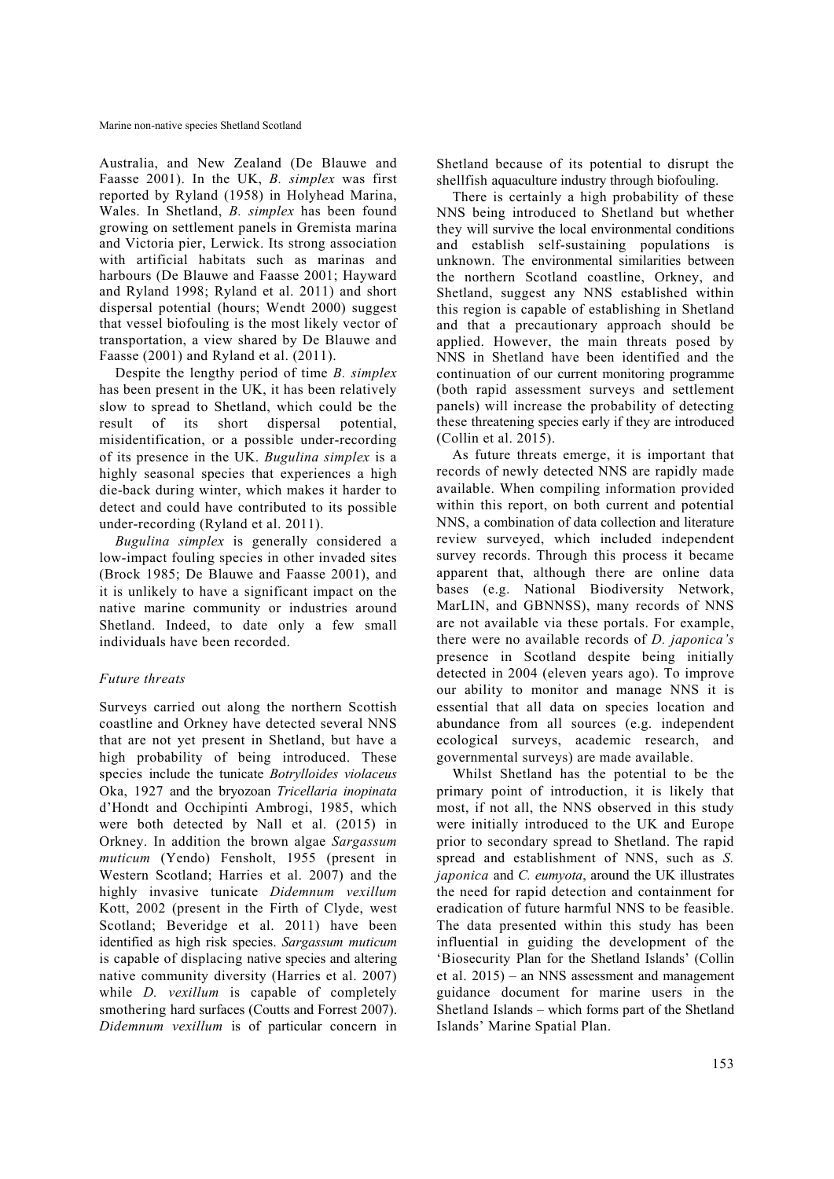Australia, and New Zealand (De Blauwe and Faasse 2001). In the UK, *B. simplex* was first reported by Ryland (1958) in Holyhead Marina, Wales. In Shetland, *B. simplex* has been found growing on settlement panels in Gremista marina and Victoria pier, Lerwick. Its strong association with artificial habitats such as marinas and harbours (De Blauwe and Faasse 2001; Hayward and Ryland 1998; Ryland et al. 2011) and short dispersal potential (hours; Wendt 2000) suggest that vessel biofouling is the most likely vector of transportation, a view shared by De Blauwe and Faasse (2001) and Ryland et al. (2011).

Despite the lengthy period of time *B. simplex* has been present in the UK, it has been relatively slow to spread to Shetland, which could be the result of its short dispersal potential, misidentification, or a possible under-recording of its presence in the UK. *Bugulina simplex* is a highly seasonal species that experiences a high die-back during winter, which makes it harder to detect and could have contributed to its possible under-recording (Ryland et al. 2011).

*Bugulina simplex* is generally considered a low-impact fouling species in other invaded sites (Brock 1985; De Blauwe and Faasse 2001), and it is unlikely to have a significant impact on the native marine community or industries around Shetland. Indeed, to date only a few small individuals have been recorded.

### *Future threats*

Surveys carried out along the northern Scottish coastline and Orkney have detected several NNS that are not yet present in Shetland, but have a high probability of being introduced. These species include the tunicate *Botrylloides violaceus* Oka, 1927 and the bryozoan *Tricellaria inopinata* d'Hondt and Occhipinti Ambrogi, 1985, which were both detected by Nall et al. (2015) in Orkney. In addition the brown algae *Sargassum muticum* (Yendo) Fensholt, 1955 (present in Western Scotland; Harries et al. 2007) and the highly invasive tunicate *Didemnum vexillum* Kott, 2002 (present in the Firth of Clyde, west Scotland; Beveridge et al. 2011) have been identified as high risk species. *Sargassum muticum* is capable of displacing native species and altering native community diversity (Harries et al. 2007) while *D. vexillum* is capable of completely smothering hard surfaces (Coutts and Forrest 2007). *Didemnum vexillum* is of particular concern in Shetland because of its potential to disrupt the shellfish aquaculture industry through biofouling.

There is certainly a high probability of these NNS being introduced to Shetland but whether they will survive the local environmental conditions and establish self-sustaining populations is unknown. The environmental similarities between the northern Scotland coastline, Orkney, and Shetland, suggest any NNS established within this region is capable of establishing in Shetland and that a precautionary approach should be applied. However, the main threats posed by NNS in Shetland have been identified and the continuation of our current monitoring programme (both rapid assessment surveys and settlement panels) will increase the probability of detecting these threatening species early if they are introduced (Collin et al. 2015).

As future threats emerge, it is important that records of newly detected NNS are rapidly made available. When compiling information provided within this report, on both current and potential NNS, a combination of data collection and literature review surveyed, which included independent survey records. Through this process it became apparent that, although there are online data bases (e.g. National Biodiversity Network, MarLIN, and GBNNSS), many records of NNS are not available via these portals. For example, there were no available records of *D. japonica's* presence in Scotland despite being initially detected in 2004 (eleven years ago). To improve our ability to monitor and manage NNS it is essential that all data on species location and abundance from all sources (e.g. independent ecological surveys, academic research, and governmental surveys) are made available.

Whilst Shetland has the potential to be the primary point of introduction, it is likely that most, if not all, the NNS observed in this study were initially introduced to the UK and Europe prior to secondary spread to Shetland. The rapid spread and establishment of NNS, such as *S. japonica* and *C. eumyota*, around the UK illustrates the need for rapid detection and containment for eradication of future harmful NNS to be feasible. The data presented within this study has been influential in guiding the development of the 'Biosecurity Plan for the Shetland Islands' (Collin et al. 2015) – an NNS assessment and management guidance document for marine users in the Shetland Islands – which forms part of the Shetland Islands' Marine Spatial Plan.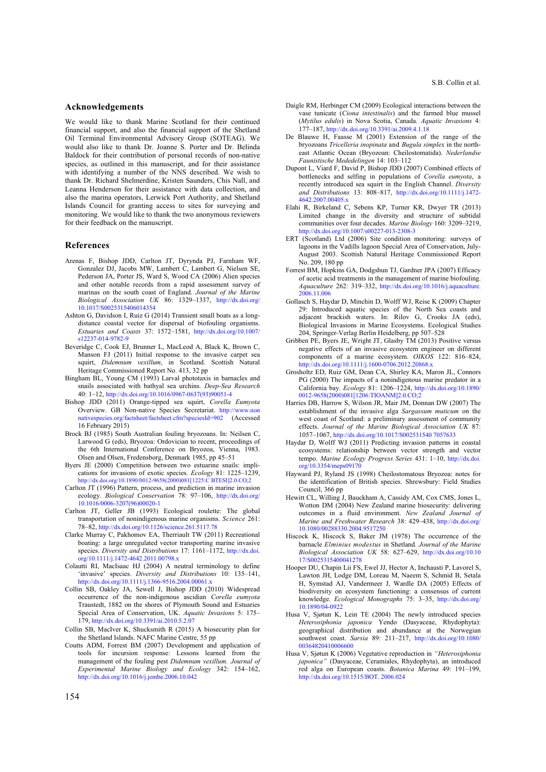## Acknowledgements

We would like to thank Marine Scotland for their continued financial support, and also the financial support of the Shetland Oil Terminal Environmental Advisory Group (SOTEAG). We would also like to thank Dr. Joanne S. Porter and Dr. Belinda Baldock for their contribution of personal records of non-native species, as outlined in this manuscript, and for their assistance with identifying a number of the NNS described. We wish to thank Dr. Richard Shelmerdine, Kristen Saunders, Chis Nall, and Leanna Henderson for their assistance with data collection, and also the marina operators, Lerwick Port Authority, and Shetland Islands Council for granting access to sites for surveying and monitoring. We would like to thank the two anonymous reviewers for their feedback on the manuscript.

## References

Arenas F, Bishop JDD, Carlton JT, Dyrynda PJ, Farnham WF, Gonzalez DJ, Jacobs MW, Lambert C, Lambert G, Nielsen SE, Pederson JA, Porter JS, Ward S, Wood CA (2006) Alien species and other notable records from a rapid assessment survey of marinas on the south coast of England. *Journal of the Marine Biological Association UK* 86: 1329–1337, http://dx.doi.org/10.1017/S0025315406014354

Ashton G, Davidson I, Ruiz G (2014) Transient small boats as a long-distance coastal vector for dispersal of biofouling organisms. *Estuaries and Coasts* 37: 1572–1581, http://dx.doi.org/10.1007/s12237-014-9782-9

Beveridge C, Cook EJ, Brunner L, MacLeod A, Black K, Brown C, Manson FJ (2011) Initial response to the invasive carpet sea squirt, *Didemnum vexillum*, in Scotland. Scottish Natural Heritage Commissioned Report No. 413, 32 pp

Bingham BL, Young CM (1993) Larval phototaxis in barnacles and snails associated with bathyal sea urchins. *Deep-Sea Research* 40: 1–12, http://dx.doi.org/10.1016/0967-0637(93)90051-4

Bishop JDD (2011) Orange-tipped sea squirt, *Corella Eumyota* Overview. GB Non-native Species Secretariat. http://www.nonnativespecies.org/factsheet/factsheet.cfm?speciesId=902 (Accessed 16 February 2015)

Brock BJ (1985) South Australian fouling bryozoans. In: Neilsen C, Larwood G (eds), Bryozoa: Ordovician to recent, proceedings of the 6th International Conference on Bryozoa, Vienna, 1983. Olsen and Olsen, Fredensborg, Denmark 1985, pp 45–51

Byers JE (2000) Competition between two estuarine snails: implications for invasions of exotic species. *Ecology* 81: 1225–1239, http://dx.doi.org/10.1890/0012-9658(2000)081[1225:C BTESI]2.0.CO;2

Carlton JT (1996) Pattern, process, and prediction in marine invasion ecology. *Biological Conservation* 78: 97–106, http://dx.doi.org/10.1016/0006-3207(96)00020-1

Carlton JT, Geller JB (1993) Ecological roulette: The global transportation of nonindigenous marine organisms. *Science* 261: 78–82, http://dx.doi.org/10.1126/science.261.5117.78

Clarke Murray C, Pakhomov EA, Therriault TW (2011) Recreational boating: a large unregulated vector transporting marine invasive species. *Diversity and Distributions* 17: 1161–1172, http://dx.doi.org/10.1111/j.1472-4642.2011.00798.x

Colautti RI, MacIsaac HJ (2004) A neutral terminology to define 'invasive' species. *Diversity and Distributions* 10: 135–141, http://dx.doi.org/10.1111/j.1366-9516.2004.00061.x

Collin SB, Oakley JA, Sewell J, Bishop JDD (2010) Widespread occurrence of the non-indigenous ascidian *Corella eumyota* Traustedt, 1882 on the shores of Plymouth Sound and Estuaries Special Area of Conservation, UK. *Aquatic Invasions* 5: 175–179, http://dx.doi.org/10.3391/ai.2010.5.2.07

Collin SB, MacIver K, Shucksmith R (2015) A biosecurity plan for the Shetland Islands. NAFC Marine Centre, 55 pp

Coutts ADM, Forrest BM (2007) Development and application of tools for incursion response: Lessons learned from the management of the fouling pest *Didemnum vexillum*. *Journal of Experimental Marine Biology and Ecology* 342: 154–162, http://dx.doi.org/10.1016/j.jembe.2006.10.042

Daigle RM, Herbinger CM (2009) Ecological interactions between the vase tunicate (*Ciona intestinalis*) and the farmed blue mussel (*Mytilus edulis*) in Nova Scotia, Canada. *Aquatic Invasions* 4: 177–187, http://dx.doi.org/10.3391/ai.2009.4.1.18

De Blauwe H, Faasse M (2001) Extension of the range of the bryozoans *Tricelleria inopinata* and *Bugula simplex* in the north-east Atlantic Ocean (Bryozoan: Cheilostomatida). *Nederlandse Faunistische Mededelingen* 14: 103–112

Dupont L, Viard F, David P, Bishop JDD (2007) Combined effects of bottlenecks and selfing in populations of *Corella eumyota*, a recently introduced sea squirt in the English Channel. *Diversity and Distributions* 13: 808–817, http://dx.doi.org/10.1111/j.1472-4642.2007.00405.x

Elahi R, Birkeland C, Sebens KP, Turner KR, Dwyer TR (2013) Limited change in the diversity and structure of subtidal communities over four decades. *Marine Biology* 160: 3209–3219, http://dx.doi.org/10.1007/s00227-013-2308-3

ERT (Scotland) Ltd (2006) Site condition monitoring: surveys of lagoons in the Vadills lagoon Special Area of Conservation, July-August 2003. Scottish Natural Heritage Commissioned Report No. 209, 180 pp

Forrest BM, Hopkins GA, Dodgshun TJ, Gardner JPA (2007) Efficacy of acetic acid treatments in the management of marine biofouling. *Aquaculture* 262: 319–332, http://dx.doi.org/10.1016/j.aquaculture.2006.11.006

Gollasch S, Haydar D, Minchin D, Wolff WJ, Reise K (2009) Chapter 29: Introduced aquatic species of the North Sea coasts and adjacent brackish waters. In: Rilov G, Crooks JA (eds), Biological Invasions in Marine Ecosystems. Ecological Studies 204, Springer-Verlag Berlin Heidelberg, pp 507–528

Gribben PE, Byers JE, Wright JT, Glasby TM (2013) Positive versus negative effects of an invasive ecosystem engineer on different components of a marine ecosystem. *OIKOS* 122: 816–824, http://dx.doi.org/10.1111/j.1600-0706.2012.20868.x

Grosholtz ED, Ruiz GM, Dean CA, Shirley KA, Maron JL, Connors PG (2000) The impacts of a nonindigenous marine predator in a California bay. *Ecology* 81: 1206–1224, http://dx.doi.org/10.1890/0012-9658(2000)081[1206:TIOANM]2.0.CO;2

Harries DB, Harrow S, Wilson JR, Mair JM, Donnan DW (2007) The establishment of the invasive alga *Sargassum muticum* on the west coast of Scotland: a preliminary assessment of community effects. *Journal of the Marine Biological Association UK* 87: 1057–1067, http://dx.doi.org/10.1017/S002531540 7057633

Haydar D, Wolff WJ (2011) Predicting invasion patterns in coastal ecosystems: relationship between vector strength and vector tempo. *Marine Ecology Progress Series* 431: 1–10, http://dx.doi.org/10.3354/meps09170

Hayward PJ, Ryland JS (1998) Cheilostomatous Bryozoa: notes for the identification of British species. Shrewsbury: Field Studies Council, 366 pp

Hewitt CL, Willing J, Bauckham A, Cassidy AM, Cox CMS, Jones L, Wotton DM (2004) New Zealand marine biosecurity: delivering outcomes in a fluid environment. *New Zealand Journal of Marine and Freshwater Research* 38: 429–438, http://dx.doi.org/10.1080/00288330.2004.9517250

Hiscock K, Hiscock S, Baker JM (1978) The occurrence of the barnacle *Elminius modestus* in Shetland. *Journal of the Marine Biological Association UK* 58: 627–629, http://dx.doi.org/10.1017/S0025315400041278

Hooper DU, Chapin Lii FS, Ewel JJ, Hector A, Inchausti P, Lavorel S, Lawton JH, Lodge DM, Loreau M, Naeem S, Schmid B, Setala H, Symstad AJ, Vandermeer J, Wardle DA (2005) Effects of biodiversity on ecosystem functioning: a consensus of current knowledge. *Ecological Monographs* 75: 3–35, http://dx.doi.org/10.1890/04-0922

Husa V, Sjøtun K, Lein TE (2004) The newly introduced species *Heterosiphonia japonica* Yendo (Dasyaceae, Rhydophyta): geographical distribution and abundance at the Norwegian southwest coast. *Sarsia* 89: 211–217, http://dx.doi.org/10.1080/00364820410006600

Husa V, Sjøtun K (2006) Vegetative reproduction in *"Heterosiphonia japonica"* (Dasyaceae, Ceramiales, Rhydophyta), an introduced red alga on European coasts. *Botanica Marina* 49: 191–199, http://dx.doi.org/10.1515/BOT. 2006.024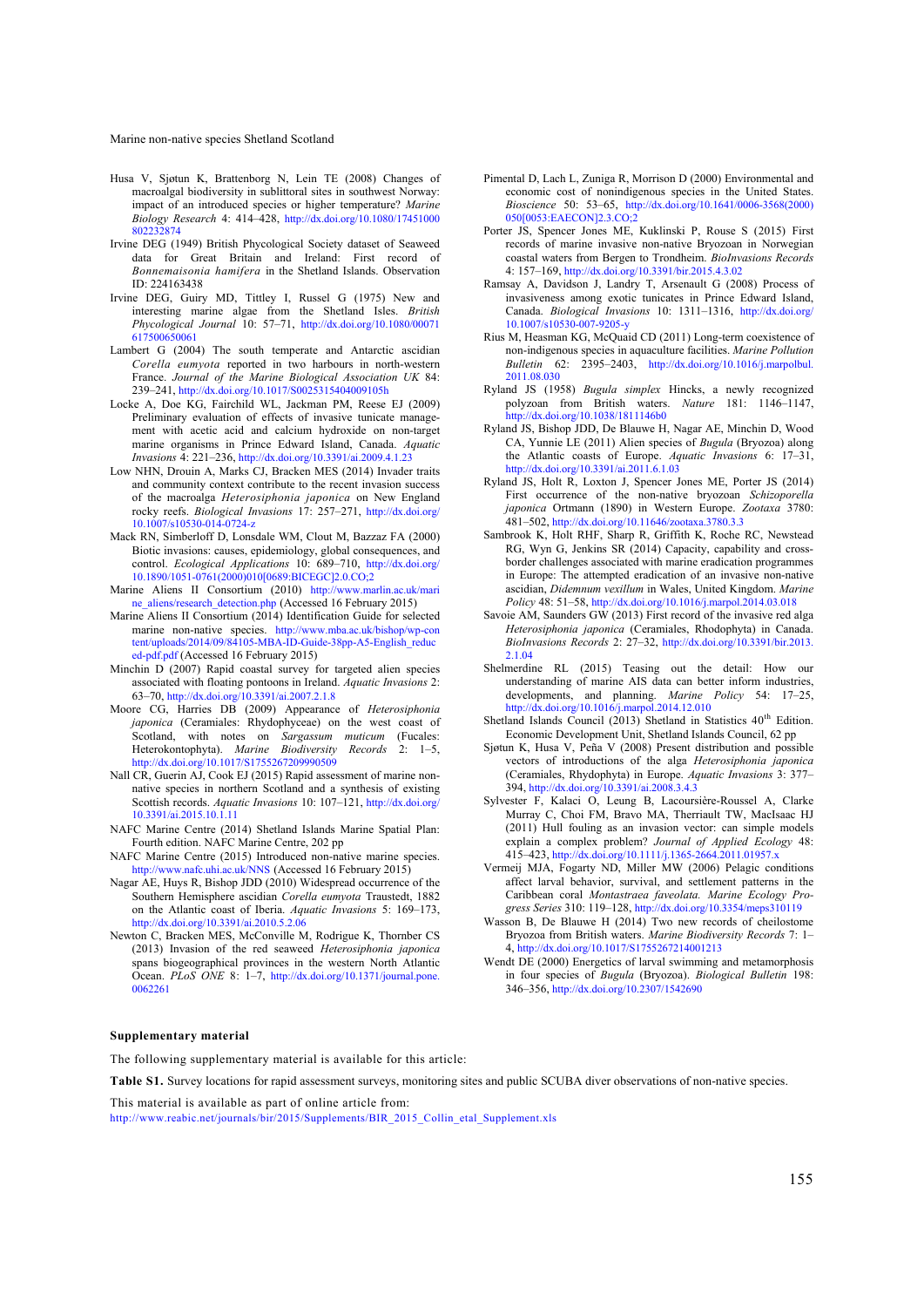Husa V, Sjøtun K, Brattenborg N, Lein TE (2008) Changes of macroalgal biodiversity in sublittoral sites in southwest Norway: impact of an introduced species or higher temperature? *Marine Biology Research* 4: 414–428, http://dx.doi.org/10.1080/17451000802232874

Irvine DEG (1949) British Phycological Society dataset of Seaweed data for Great Britain and Ireland: First record of *Bonnemaisonia hamifera* in the Shetland Islands. Observation ID: 224163438

Irvine DEG, Guiry MD, Tittley I, Russel G (1975) New and interesting marine algae from the Shetland Isles. *British Phycological Journal* 10: 57–71, http://dx.doi.org/10.1080/00071617500650061

Lambert G (2004) The south temperate and Antarctic ascidian *Corella eumyota* reported in two harbours in north-western France. *Journal of the Marine Biological Association UK* 84: 239–241, http://dx.doi.org/10.1017/S0025315404009105h

Locke A, Doe KG, Fairchild WL, Jackman PM, Reese EJ (2009) Preliminary evaluation of effects of invasive tunicate management with acetic acid and calcium hydroxide on non-target marine organisms in Prince Edward Island, Canada. *Aquatic Invasions* 4: 221–236, http://dx.doi.org/10.3391/ai.2009.4.1.23

Low NHN, Drouin A, Marks CJ, Bracken MES (2014) Invader traits and community context contribute to the recent invasion success of the macroalga *Heterosiphonia japonica* on New England rocky reefs. *Biological Invasions* 17: 257–271, http://dx.doi.org/10.1007/s10530-014-0724-z

Mack RN, Simberloff D, Lonsdale WM, Clout M, Bazzaz FA (2000) Biotic invasions: causes, epidemiology, global consequences, and control. *Ecological Applications* 10: 689–710, http://dx.doi.org/10.1890/1051-0761(2000)010[0689:BICEGC]2.0.CO;2

Marine Aliens II Consortium (2010) http://www.marlin.ac.uk/marine_aliens/research_detection.php (Accessed 16 February 2015)

Marine Aliens II Consortium (2014) Identification Guide for selected marine non-native species. http://www.mba.ac.uk/bishop/wp-content/uploads/2014/09/84105-MBA-ID-Guide-38pp-A5-English_reduced-pdf.pdf (Accessed 16 February 2015)

Minchin D (2007) Rapid coastal survey for targeted alien species associated with floating pontoons in Ireland. *Aquatic Invasions* 2: 63–70, http://dx.doi.org/10.3391/ai.2007.2.1.8

Moore CG, Harries DB (2009) Appearance of *Heterosiphonia japonica* (Ceramiales: Rhydophyceae) on the west coast of Scotland, with notes on *Sargassum muticum* (Fucales: Heterokontophyta). *Marine Biodiversity Records* 2: 1–5, http://dx.doi.org/10.1017/S1755267209990509

Nall CR, Guerin AJ, Cook EJ (2015) Rapid assessment of marine non-native species in northern Scotland and a synthesis of existing Scottish records. *Aquatic Invasions* 10: 107–121, http://dx.doi.org/10.3391/ai.2015.10.1.11

NAFC Marine Centre (2014) Shetland Islands Marine Spatial Plan: Fourth edition. NAFC Marine Centre, 202 pp

NAFC Marine Centre (2015) Introduced non-native marine species. http://www.nafc.uhi.ac.uk/NNS (Accessed 16 February 2015)

Nagar AE, Huys R, Bishop JDD (2010) Widespread occurrence of the Southern Hemisphere ascidian *Corella eumyota* Traustedt, 1882 on the Atlantic coast of Iberia. *Aquatic Invasions* 5: 169–173, http://dx.doi.org/10.3391/ai.2010.5.2.06

Newton C, Bracken MES, McConville M, Rodrigue K, Thornber CS (2013) Invasion of the red seaweed *Heterosiphonia japonica* spans biogeographical provinces in the western North Atlantic Ocean. *PLoS ONE* 8: 1–7, http://dx.doi.org/10.1371/journal.pone.0062261

Pimental D, Lach L, Zuniga R, Morrison D (2000) Environmental and economic cost of nonindigenous species in the United States. *Bioscience* 50: 53–65, http://dx.doi.org/10.1641/0006-3568(2000)050[0053:EAECON]2.3.CO;2

Porter JS, Spencer Jones ME, Kuklinski P, Rouse S (2015) First records of marine invasive non-native Bryozoan in Norwegian coastal waters from Bergen to Trondheim. *BioInvasions Records* 4: 157–169, http://dx.doi.org/10.3391/bir.2015.4.3.02

Ramsay A, Davidson J, Landry T, Arsenault G (2008) Process of invasiveness among exotic tunicates in Prince Edward Island, Canada. *Biological Invasions* 10: 1311–1316, http://dx.doi.org/10.1007/s10530-007-9205-y

Rius M, Heasman KG, McQuaid CD (2011) Long-term coexistence of non-indigenous species in aquaculture facilities. *Marine Pollution Bulletin* 62: 2395–2403, http://dx.doi.org/10.1016/j.marpolbul.2011.08.030

Ryland JS (1958) *Bugula simplex* Hincks, a newly recognized polyzoan from British waters. *Nature* 181: 1146–1147, http://dx.doi.org/10.1038/1811146b0

Ryland JS, Bishop JDD, De Blauwe H, Nagar AE, Minchin D, Wood CA, Yunnie LE (2011) Alien species of *Bugula* (Bryozoa) along the Atlantic coasts of Europe. *Aquatic Invasions* 6: 17–31, http://dx.doi.org/10.3391/ai.2011.6.1.03

Ryland JS, Holt R, Loxton J, Spencer Jones ME, Porter JS (2014) First occurrence of the non-native bryozoan *Schizoporella japonica* Ortmann (1890) in Western Europe. *Zootaxa* 3780: 481–502, http://dx.doi.org/10.11646/zootaxa.3780.3.3

Sambrook K, Holt RHF, Sharp R, Griffith K, Roche RC, Newstead RG, Wyn G, Jenkins SR (2014) Capacity, capability and cross-border challenges associated with marine eradication programmes in Europe: The attempted eradication of an invasive non-native ascidian, *Didemnum vexillum* in Wales, United Kingdom. *Marine Policy* 48: 51–58, http://dx.doi.org/10.1016/j.marpol.2014.03.018

Savoie AM, Saunders GW (2013) First record of the invasive red alga *Heterosiphonia japonica* (Ceramiales, Rhodophyta) in Canada. *BioInvasions Records* 2: 27–32, http://dx.doi.org/10.3391/bir.2013.2.1.04

Shelmerdine RL (2015) Teasing out the detail: How our understanding of marine AIS data can better inform industries, developments, and planning. *Marine Policy* 54: 17–25, http://dx.doi.org/10.1016/j.marpol.2014.12.010

Shetland Islands Council (2013) Shetland in Statistics 40th Edition. Economic Development Unit, Shetland Islands Council, 62 pp

Sjøtun K, Husa V, Peña V (2008) Present distribution and possible vectors of introductions of the alga *Heterosiphonia japonica* (Ceramiales, Rhydophyta) in Europe. *Aquatic Invasions* 3: 377–394, http://dx.doi.org/10.3391/ai.2008.3.4.3

Sylvester F, Kalaci O, Leung B, Lacoursière-Roussel A, Clarke Murray C, Choi FM, Bravo MA, Therriault TW, MacIsaac HJ (2011) Hull fouling as an invasion vector: can simple models explain a complex problem? *Journal of Applied Ecology* 48: 415–423, http://dx.doi.org/10.1111/j.1365-2664.2011.01957.x

Vermeij MJA, Fogarty ND, Miller MW (2006) Pelagic conditions affect larval behavior, survival, and settlement patterns in the Caribbean coral *Montastraea faveolata. Marine Ecology Progress Series* 310: 119–128, http://dx.doi.org/10.3354/meps310119

Wasson B, De Blauwe H (2014) Two new records of cheilostome Bryozoa from British waters. *Marine Biodiversity Records* 7: 1–4, http://dx.doi.org/10.1017/S1755267214001213

Wendt DE (2000) Energetics of larval swimming and metamorphosis in four species of *Bugula* (Bryozoa). *Biological Bulletin* 198: 346–356, http://dx.doi.org/10.2307/1542690

## Supplementary material

The following supplementary material is available for this article:

**Table S1.** Survey locations for rapid assessment surveys, monitoring sites and public SCUBA diver observations of non-native species.

This material is available as part of online article from:
http://www.reabic.net/journals/bir/2015/Supplements/BIR_2015_Collin_etal_Supplement.xls